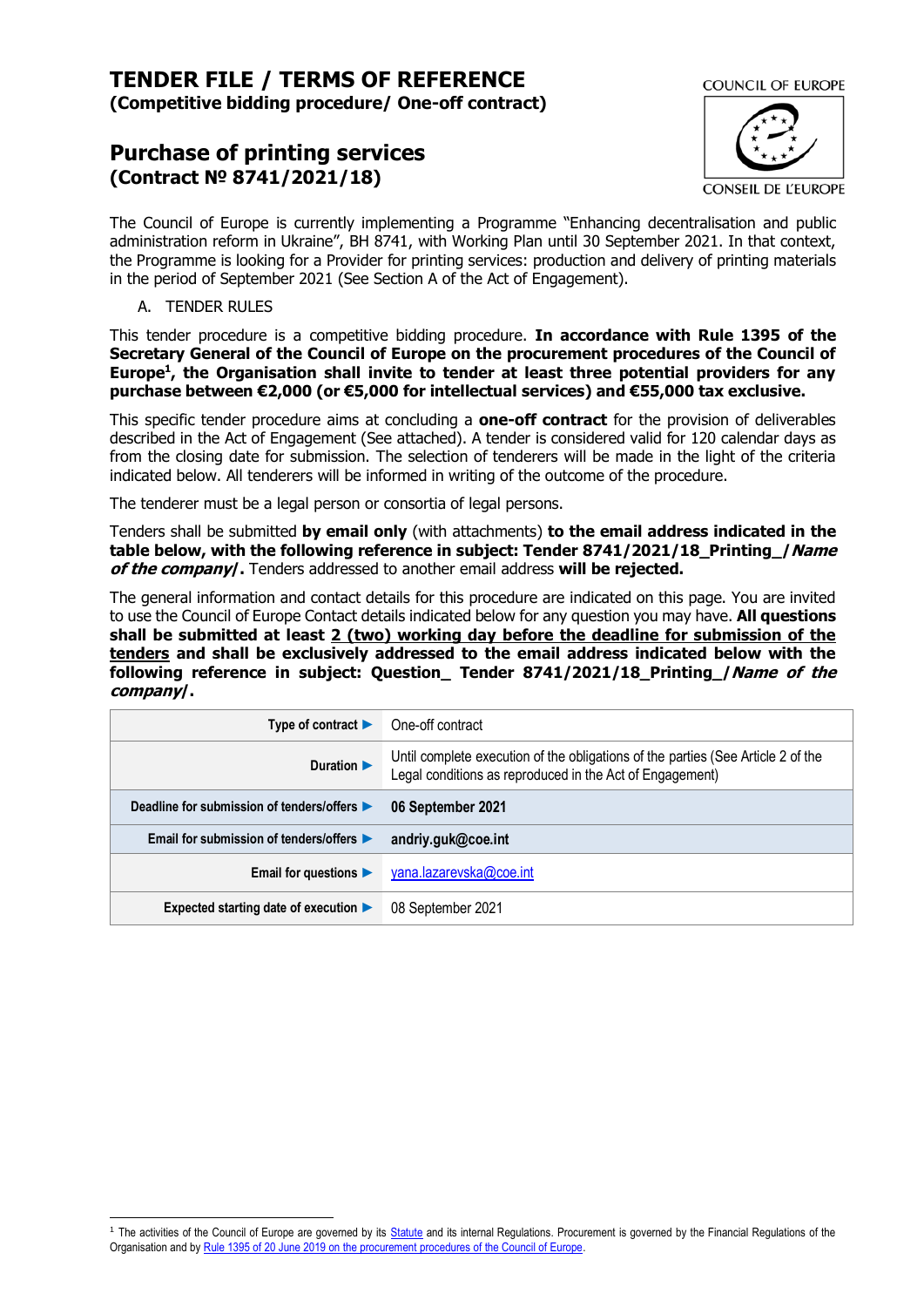# TENDER FILE / TERMS OF REFERENCE

**(Competitive bidding procedure/ One-off contract)**

COUNCIL OF EUROPE

CONSEIL DE L'EUROPE

## Purchase of printing services
## (Contract № 8741/2021/18)

The Council of Europe is currently implementing a Programme "Enhancing decentralisation and public administration reform in Ukraine", BH 8741, with Working Plan until 30 September 2021. In that context, the Programme is looking for a Provider for printing services: production and delivery of printing materials in the period of September 2021 (See Section A of the Act of Engagement).

A. TENDER RULES

This tender procedure is a competitive bidding procedure. **In accordance with Rule 1395 of the Secretary General of the Council of Europe on the procurement procedures of the Council of Europe[1], the Organisation shall invite to tender at least three potential providers for any purchase between €2,000 (or €5,000 for intellectual services) and €55,000 tax exclusive.**

This specific tender procedure aims at concluding a **one-off contract** for the provision of deliverables described in the Act of Engagement (See attached). A tender is considered valid for 120 calendar days as from the closing date for submission. The selection of tenderers will be made in the light of the criteria indicated below. All tenderers will be informed in writing of the outcome of the procedure.

The tenderer must be a legal person or consortia of legal persons.

Tenders shall be submitted **by email only** (with attachments) **to the email address indicated in the table below, with the following reference in subject: Tender 8741/2021/18_Printing_/*Name of the company*/.** Tenders addressed to another email address **will be rejected.**

The general information and contact details for this procedure are indicated on this page. You are invited to use the Council of Europe Contact details indicated below for any question you may have. **All questions shall be submitted at least <u>2 (two) working day before the deadline for submission of the tenders</u> and shall be exclusively addressed to the email address indicated below with the following reference in subject: Question_ Tender 8741/2021/18_Printing_/*Name of the company*/.**

| | |
|---|---|
| Type of contract ▶ | One-off contract |
| Duration ▶ | Until complete execution of the obligations of the parties (See Article 2 of the Legal conditions as reproduced in the Act of Engagement) |
| **Deadline for submission of tenders/offers ▶** | **06 September 2021** |
| **Email for submission of tenders/offers ▶** | **andriy.guk@coe.int** |
| Email for questions ▶ | yana.lazarevska@coe.int |
| Expected starting date of execution ▶ | 08 September 2021 |

[1] The activities of the Council of Europe are governed by its Statute and its internal Regulations. Procurement is governed by the Financial Regulations of the Organisation and by Rule 1395 of 20 June 2019 on the procurement procedures of the Council of Europe.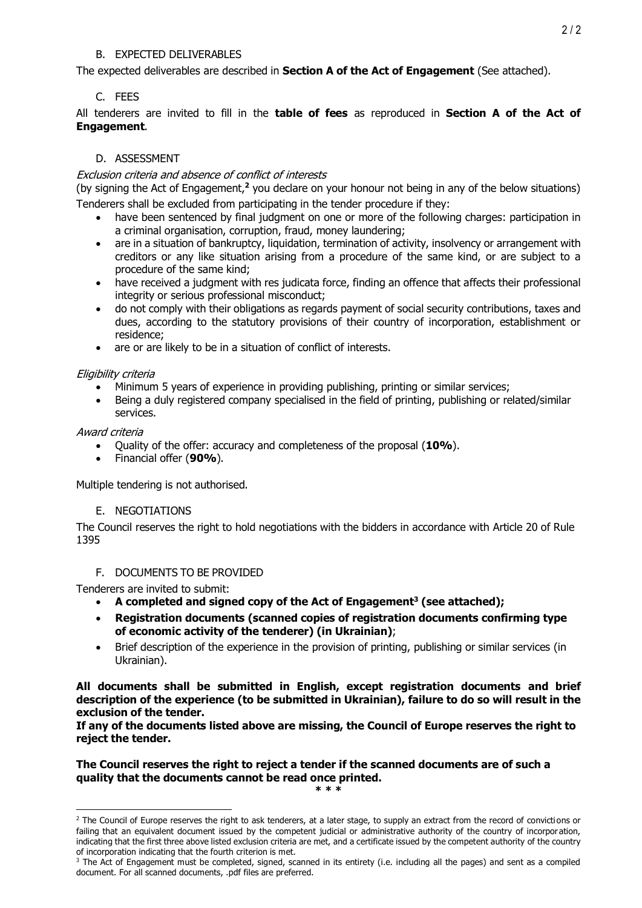## B. EXPECTED DELIVERABLES

The expected deliverables are described in **Section A of the Act of Engagement** (See attached).

## C. FEES

All tenderers are invited to fill in the **table of fees** as reproduced in **Section A of the Act of Engagement**.

## D. ASSESSMENT

*Exclusion criteria and absence of conflict of interests*

(by signing the Act of Engagement,[2] you declare on your honour not being in any of the below situations)

Tenderers shall be excluded from participating in the tender procedure if they:

- have been sentenced by final judgment on one or more of the following charges: participation in a criminal organisation, corruption, fraud, money laundering;
- are in a situation of bankruptcy, liquidation, termination of activity, insolvency or arrangement with creditors or any like situation arising from a procedure of the same kind, or are subject to a procedure of the same kind;
- have received a judgment with res judicata force, finding an offence that affects their professional integrity or serious professional misconduct;
- do not comply with their obligations as regards payment of social security contributions, taxes and dues, according to the statutory provisions of their country of incorporation, establishment or residence;
- are or are likely to be in a situation of conflict of interests.

*Eligibility criteria*

- Minimum 5 years of experience in providing publishing, printing or similar services;
- Being a duly registered company specialised in the field of printing, publishing or related/similar services.

*Award criteria*

- Quality of the offer: accuracy and completeness of the proposal (**10%**).
- Financial offer (**90%**).

Multiple tendering is not authorised.

## E. NEGOTIATIONS

The Council reserves the right to hold negotiations with the bidders in accordance with Article 20 of Rule 1395

## F. DOCUMENTS TO BE PROVIDED

Tenderers are invited to submit:

- **A completed and signed copy of the Act of Engagement[3] (see attached);**
- **Registration documents (scanned copies of registration documents confirming type of economic activity of the tenderer) (in Ukrainian)**;
- Brief description of the experience in the provision of printing, publishing or similar services (in Ukrainian).

**All documents shall be submitted in English, except registration documents and brief description of the experience (to be submitted in Ukrainian), failure to do so will result in the exclusion of the tender.**

**If any of the documents listed above are missing, the Council of Europe reserves the right to reject the tender.**

**The Council reserves the right to reject a tender if the scanned documents are of such a quality that the documents cannot be read once printed.**

\* \* \*

---

[2] The Council of Europe reserves the right to ask tenderers, at a later stage, to supply an extract from the record of convictions or failing that an equivalent document issued by the competent judicial or administrative authority of the country of incorporation, indicating that the first three above listed exclusion criteria are met, and a certificate issued by the competent authority of the country of incorporation indicating that the fourth criterion is met.

[3] The Act of Engagement must be completed, signed, scanned in its entirety (i.e. including all the pages) and sent as a compiled document. For all scanned documents, .pdf files are preferred.